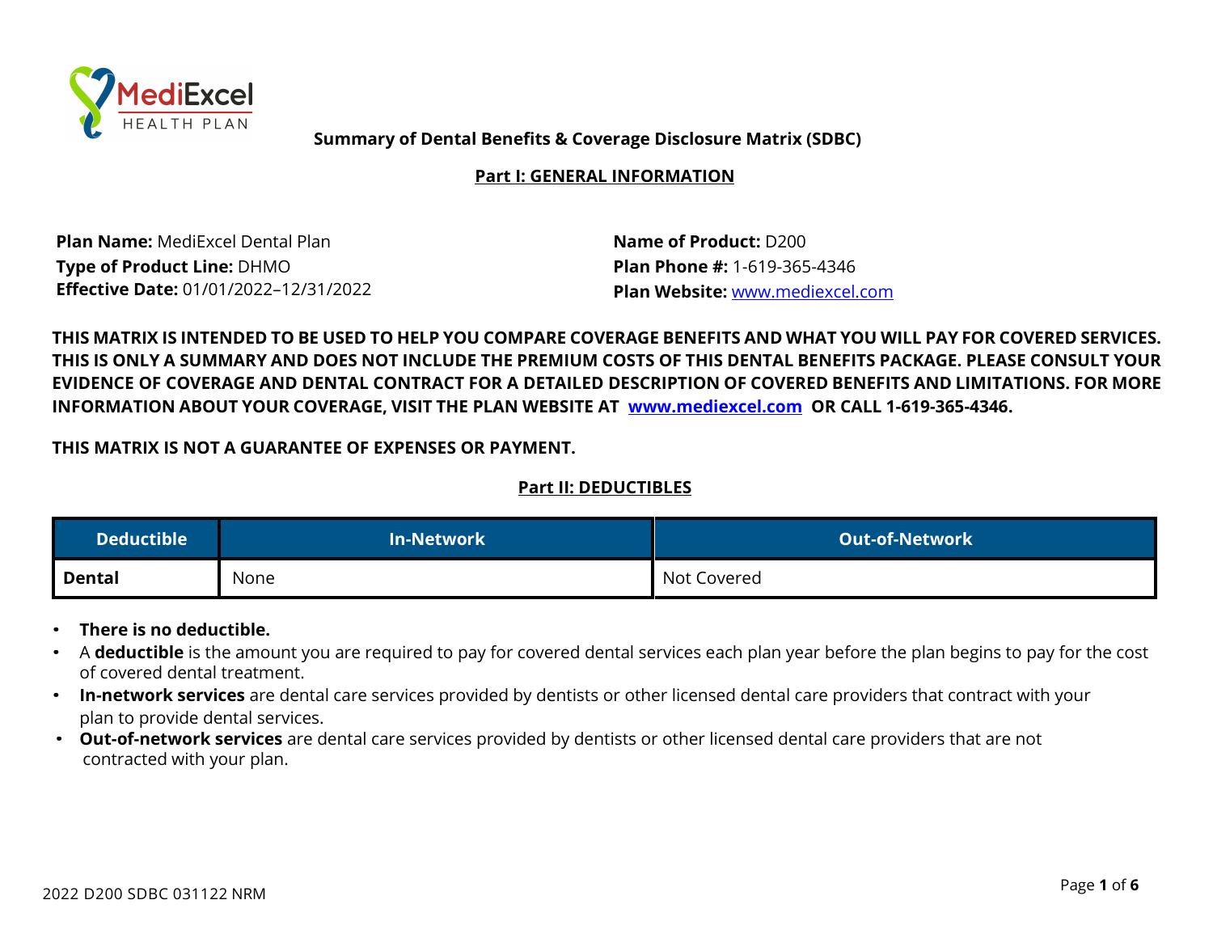# Summary of Dental Benefits & Coverage Disclosure Matrix (SDBC)

## Part I: GENERAL INFORMATION

**Plan Name:** MediExcel Dental Plan
**Type of Product Line:** DHMO
**Effective Date:** 01/01/2022–12/31/2022

**Name of Product:** D200
**Plan Phone #:** 1-619-365-4346
**Plan Website:** www.mediexcel.com

**THIS MATRIX IS INTENDED TO BE USED TO HELP YOU COMPARE COVERAGE BENEFITS AND WHAT YOU WILL PAY FOR COVERED SERVICES. THIS IS ONLY A SUMMARY AND DOES NOT INCLUDE THE PREMIUM COSTS OF THIS DENTAL BENEFITS PACKAGE. PLEASE CONSULT YOUR EVIDENCE OF COVERAGE AND DENTAL CONTRACT FOR A DETAILED DESCRIPTION OF COVERED BENEFITS AND LIMITATIONS. FOR MORE INFORMATION ABOUT YOUR COVERAGE, VISIT THE PLAN WEBSITE AT www.mediexcel.com OR CALL 1-619-365-4346.**

**THIS MATRIX IS NOT A GUARANTEE OF EXPENSES OR PAYMENT.**

## Part II: DEDUCTIBLES

| Deductible | In-Network | Out-of-Network |
|---|---|---|
| **Dental** | None | Not Covered |

- **There is no deductible.**
- A **deductible** is the amount you are required to pay for covered dental services each plan year before the plan begins to pay for the cost of covered dental treatment.
- **In-network services** are dental care services provided by dentists or other licensed dental care providers that contract with your plan to provide dental services.
- **Out-of-network services** are dental care services provided by dentists or other licensed dental care providers that are not contracted with your plan.

2022 D200 SDBC 031122 NRM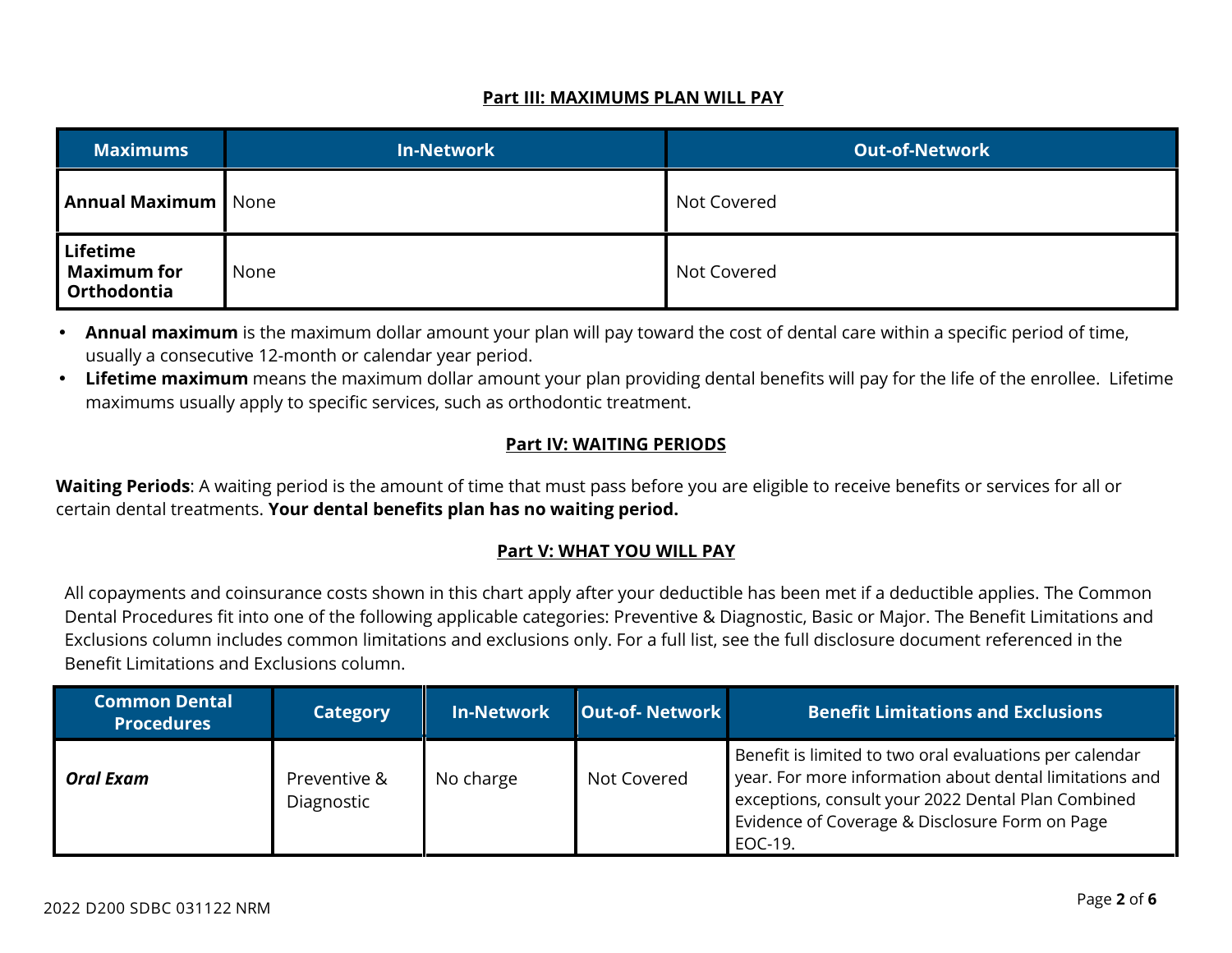## Part III: MAXIMUMS PLAN WILL PAY

| Maximums | In-Network | Out-of-Network |
|---|---|---|
| **Annual Maximum** | None | Not Covered |
| **Lifetime Maximum for Orthodontia** | None | Not Covered |

- **Annual maximum** is the maximum dollar amount your plan will pay toward the cost of dental care within a specific period of time, usually a consecutive 12-month or calendar year period.
- **Lifetime maximum** means the maximum dollar amount your plan providing dental benefits will pay for the life of the enrollee. Lifetime maximums usually apply to specific services, such as orthodontic treatment.

## Part IV: WAITING PERIODS

**Waiting Periods**: A waiting period is the amount of time that must pass before you are eligible to receive benefits or services for all or certain dental treatments. **Your dental benefits plan has no waiting period.**

## Part V: WHAT YOU WILL PAY

All copayments and coinsurance costs shown in this chart apply after your deductible has been met if a deductible applies. The Common Dental Procedures fit into one of the following applicable categories: Preventive & Diagnostic, Basic or Major. The Benefit Limitations and Exclusions column includes common limitations and exclusions only. For a full list, see the full disclosure document referenced in the Benefit Limitations and Exclusions column.

| Common Dental Procedures | Category | In-Network | Out-of- Network | Benefit Limitations and Exclusions |
|---|---|---|---|---|
| ***Oral Exam*** | Preventive & Diagnostic | No charge | Not Covered | Benefit is limited to two oral evaluations per calendar year. For more information about dental limitations and exceptions, consult your 2022 Dental Plan Combined Evidence of Coverage & Disclosure Form on Page EOC-19. |

2022 D200 SDBC 031122 NRM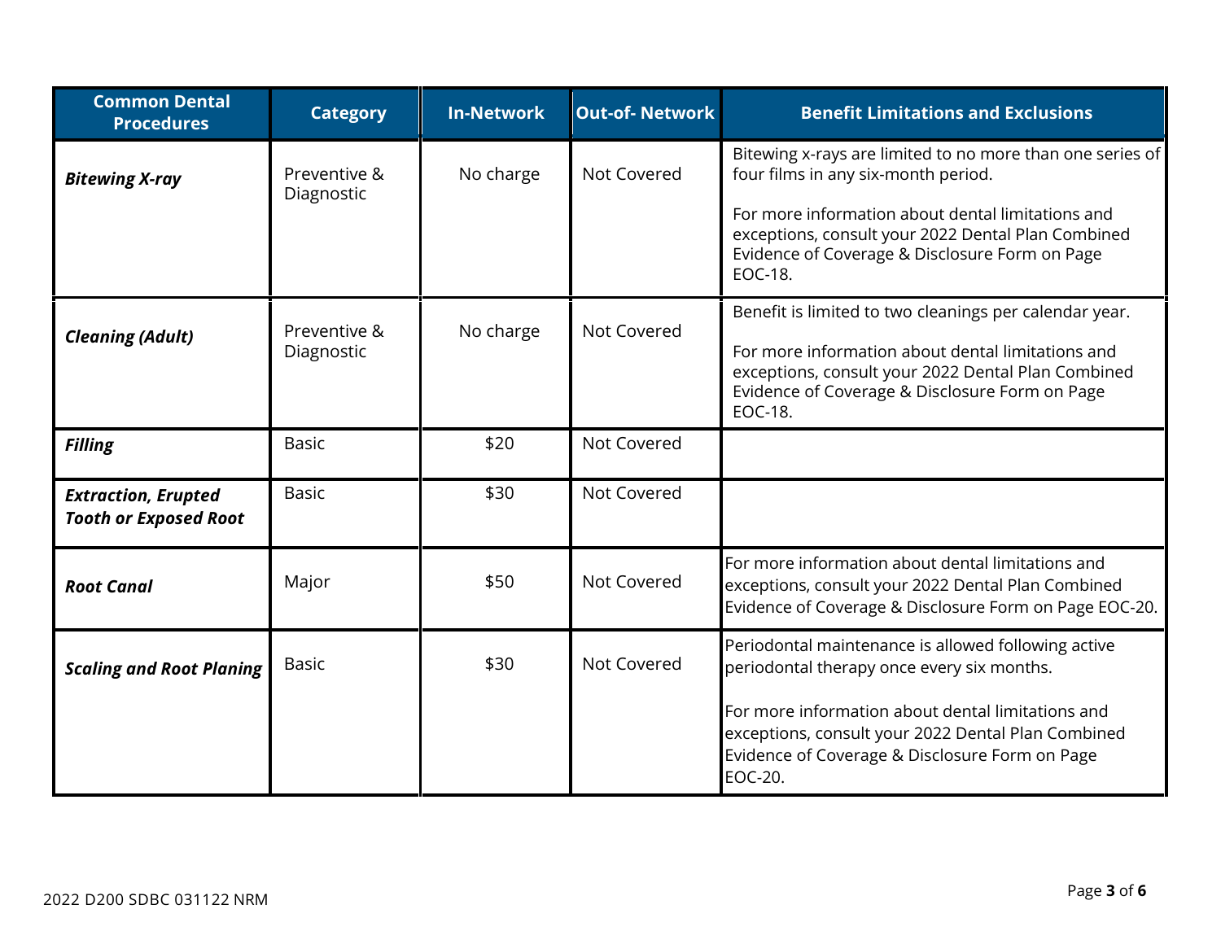| Common Dental Procedures | Category | In-Network | Out-of- Network | Benefit Limitations and Exclusions |
|---|---|---|---|---|
| ***Bitewing X-ray*** | Preventive & Diagnostic | No charge | Not Covered | Bitewing x-rays are limited to no more than one series of four films in any six-month period.<br><br>For more information about dental limitations and exceptions, consult your 2022 Dental Plan Combined Evidence of Coverage & Disclosure Form on Page EOC-18. |
| ***Cleaning (Adult)*** | Preventive & Diagnostic | No charge | Not Covered | Benefit is limited to two cleanings per calendar year.<br><br>For more information about dental limitations and exceptions, consult your 2022 Dental Plan Combined Evidence of Coverage & Disclosure Form on Page EOC-18. |
| ***Filling*** | Basic | $20 | Not Covered | |
| ***Extraction, Erupted Tooth or Exposed Root*** | Basic | $30 | Not Covered | |
| ***Root Canal*** | Major | $50 | Not Covered | For more information about dental limitations and exceptions, consult your 2022 Dental Plan Combined Evidence of Coverage & Disclosure Form on Page EOC-20. |
| ***Scaling and Root Planing*** | Basic | $30 | Not Covered | Periodontal maintenance is allowed following active periodontal therapy once every six months.<br><br>For more information about dental limitations and exceptions, consult your 2022 Dental Plan Combined Evidence of Coverage & Disclosure Form on Page EOC-20. |

2022 D200 SDBC 031122 NRM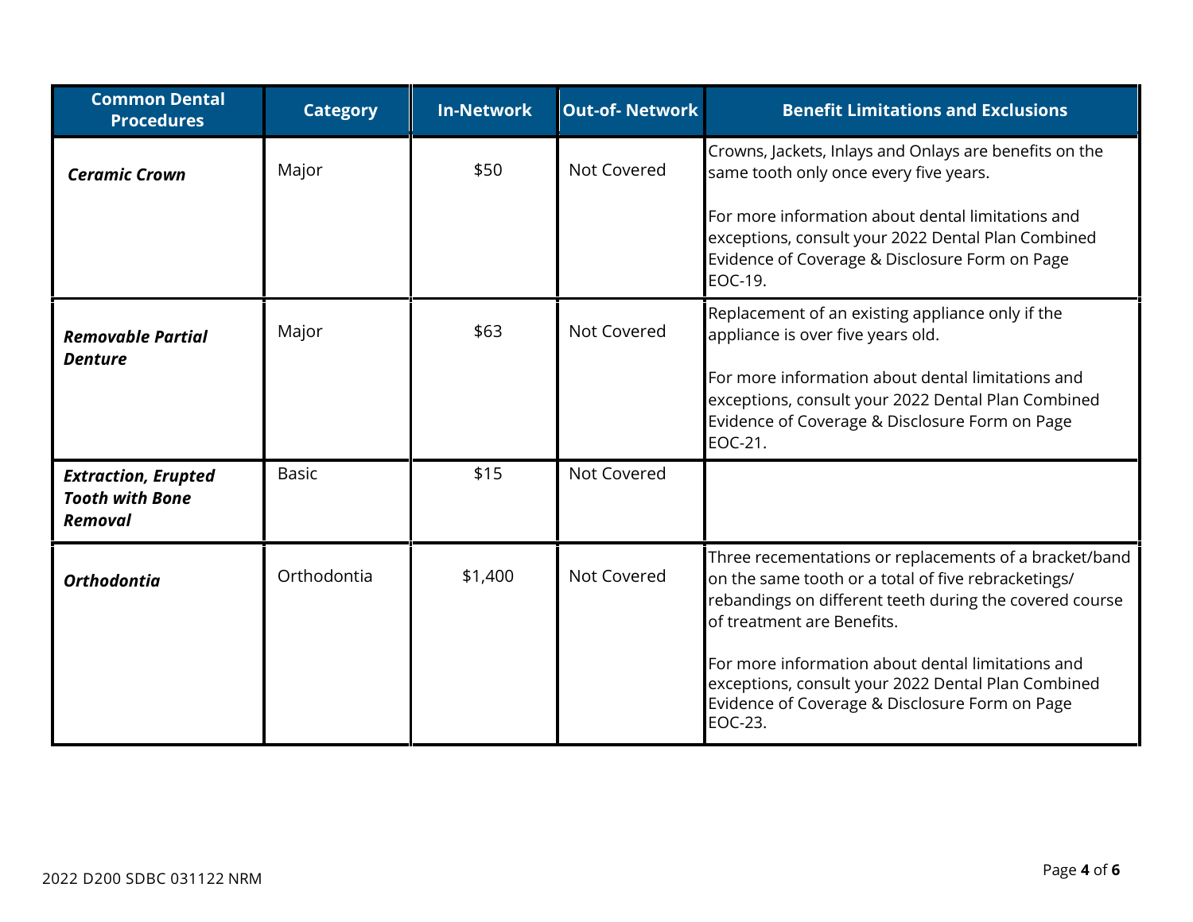| Common Dental Procedures | Category | In-Network | Out-of- Network | Benefit Limitations and Exclusions |
|---|---|---|---|---|
| ***Ceramic Crown*** | Major | $50 | Not Covered | Crowns, Jackets, Inlays and Onlays are benefits on the same tooth only once every five years.<br><br>For more information about dental limitations and exceptions, consult your 2022 Dental Plan Combined Evidence of Coverage & Disclosure Form on Page EOC-19. |
| ***Removable Partial Denture*** | Major | $63 | Not Covered | Replacement of an existing appliance only if the appliance is over five years old.<br><br>For more information about dental limitations and exceptions, consult your 2022 Dental Plan Combined Evidence of Coverage & Disclosure Form on Page EOC-21. |
| ***Extraction, Erupted Tooth with Bone Removal*** | Basic | $15 | Not Covered | |
| ***Orthodontia*** | Orthodontia | $1,400 | Not Covered | Three recementations or replacements of a bracket/band on the same tooth or a total of five rebracketings/ rebandings on different teeth during the covered course of treatment are Benefits.<br><br>For more information about dental limitations and exceptions, consult your 2022 Dental Plan Combined Evidence of Coverage & Disclosure Form on Page EOC-23. |

2022 D200 SDBC 031122 NRM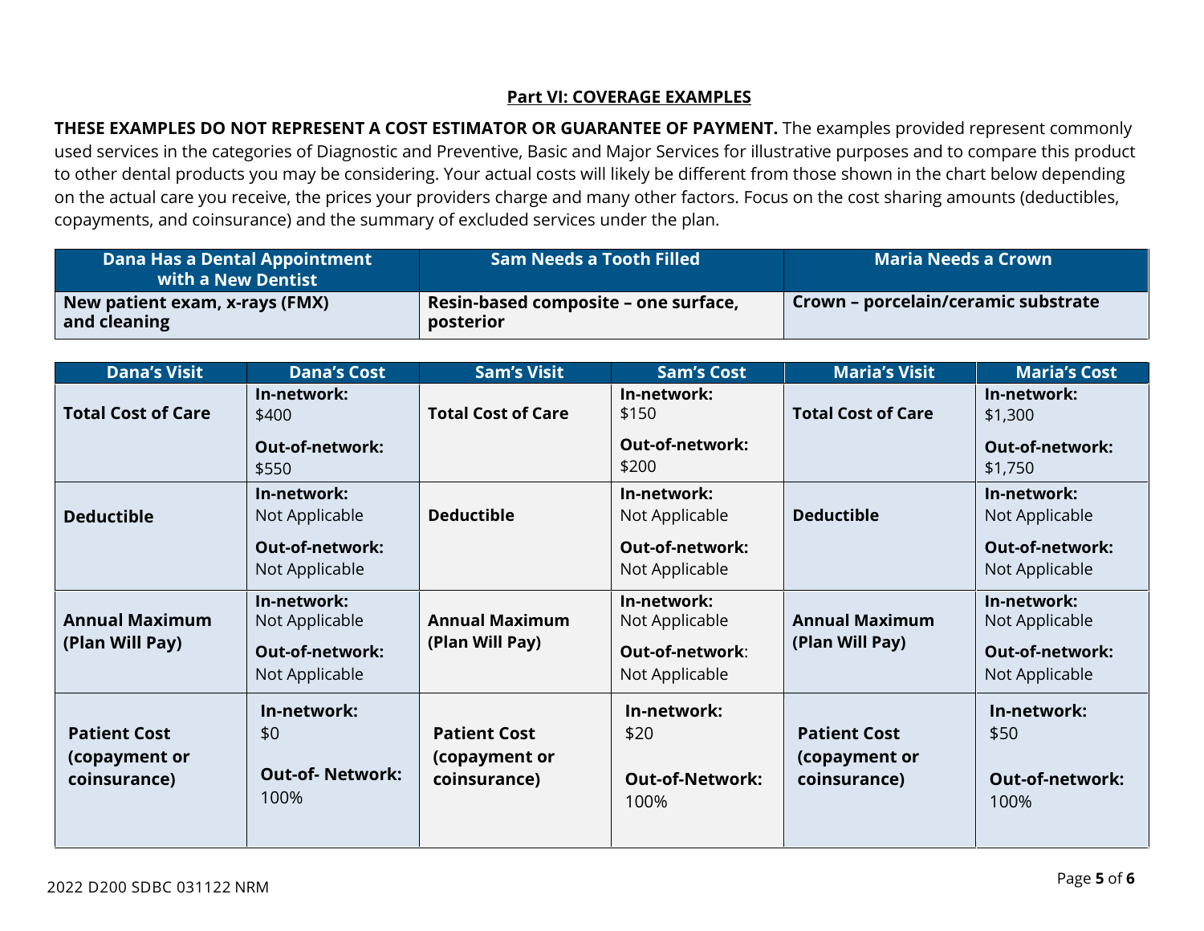## Part VI: COVERAGE EXAMPLES

**THESE EXAMPLES DO NOT REPRESENT A COST ESTIMATOR OR GUARANTEE OF PAYMENT.** The examples provided represent commonly used services in the categories of Diagnostic and Preventive, Basic and Major Services for illustrative purposes and to compare this product to other dental products you may be considering. Your actual costs will likely be different from those shown in the chart below depending on the actual care you receive, the prices your providers charge and many other factors. Focus on the cost sharing amounts (deductibles, copayments, and coinsurance) and the summary of excluded services under the plan.

| Dana Has a Dental Appointment with a New Dentist | Sam Needs a Tooth Filled | Maria Needs a Crown |
|---|---|---|
| **New patient exam, x-rays (FMX) and cleaning** | **Resin-based composite – one surface, posterior** | **Crown – porcelain/ceramic substrate** |

| Dana's Visit | Dana's Cost | Sam's Visit | Sam's Cost | Maria's Visit | Maria's Cost |
|---|---|---|---|---|---|
| **Total Cost of Care** | **In-network:** $400 **Out-of-network:** $550 | **Total Cost of Care** | **In-network:** $150 **Out-of-network:** $200 | **Total Cost of Care** | **In-network:** $1,300 **Out-of-network:** $1,750 |
| **Deductible** | **In-network:** Not Applicable **Out-of-network:** Not Applicable | **Deductible** | **In-network:** Not Applicable **Out-of-network:** Not Applicable | **Deductible** | **In-network:** Not Applicable **Out-of-network:** Not Applicable |
| **Annual Maximum (Plan Will Pay)** | **In-network:** Not Applicable **Out-of-network:** Not Applicable | **Annual Maximum (Plan Will Pay)** | **In-network:** Not Applicable **Out-of-network:** Not Applicable | **Annual Maximum (Plan Will Pay)** | **In-network:** Not Applicable **Out-of-network:** Not Applicable |
| **Patient Cost (copayment or coinsurance)** | **In-network:** $0 **Out-of- Network:** 100% | **Patient Cost (copayment or coinsurance)** | **In-network:** $20 **Out-of-Network:** 100% | **Patient Cost (copayment or coinsurance)** | **In-network:** $50 **Out-of-network:** 100% |

2022 D200 SDBC 031122 NRM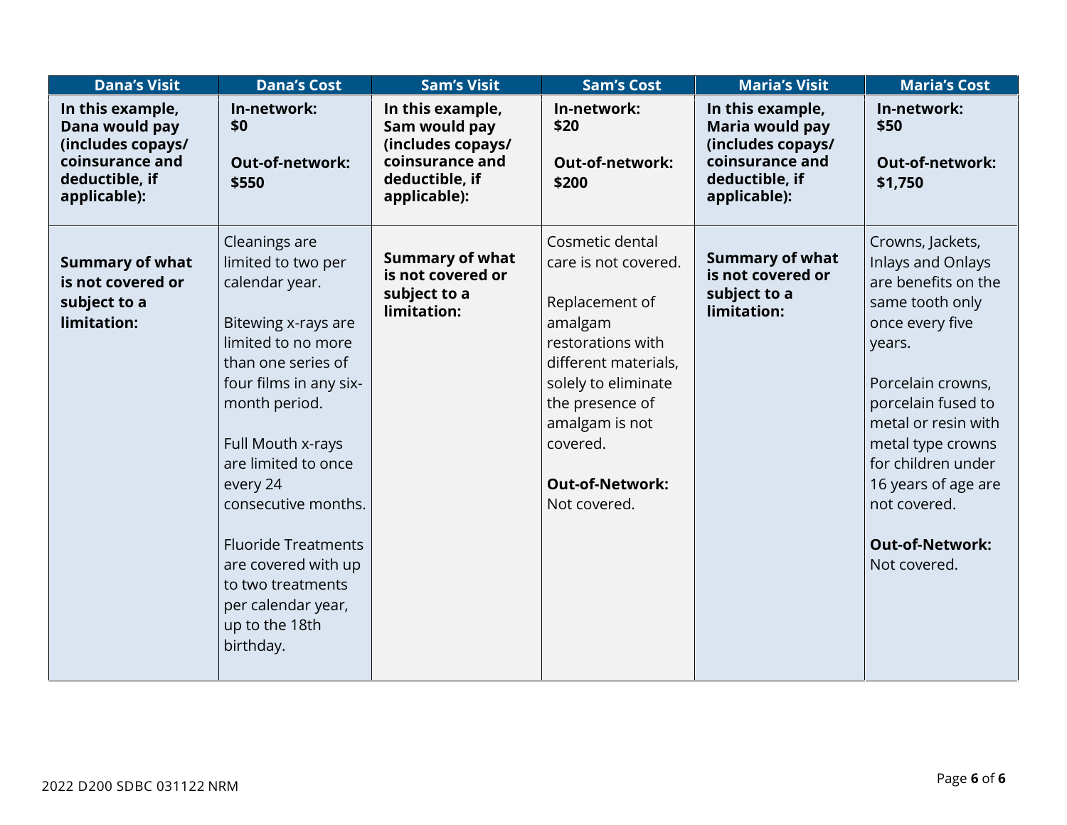| Dana's Visit | Dana's Cost | Sam's Visit | Sam's Cost | Maria's Visit | Maria's Cost |
|---|---|---|---|---|---|
| **In this example, Dana would pay (includes copays/ coinsurance and deductible, if applicable):** | **In-network: $0**<br><br>**Out-of-network: $550** | **In this example, Sam would pay (includes copays/ coinsurance and deductible, if applicable):** | **In-network: $20**<br><br>**Out-of-network: $200** | **In this example, Maria would pay (includes copays/ coinsurance and deductible, if applicable):** | **In-network: $50**<br><br>**Out-of-network: $1,750** |
| **Summary of what is not covered or subject to a limitation:** | Cleanings are limited to two per calendar year.<br><br>Bitewing x-rays are limited to no more than one series of four films in any six-month period.<br><br>Full Mouth x-rays are limited to once every 24 consecutive months.<br><br>Fluoride Treatments are covered with up to two treatments per calendar year, up to the 18th birthday. | **Summary of what is not covered or subject to a limitation:** | Cosmetic dental care is not covered.<br><br>Replacement of amalgam restorations with different materials, solely to eliminate the presence of amalgam is not covered.<br><br>**Out-of-Network:** Not covered. | **Summary of what is not covered or subject to a limitation:** | Crowns, Jackets, Inlays and Onlays are benefits on the same tooth only once every five years.<br><br>Porcelain crowns, porcelain fused to metal or resin with metal type crowns for children under 16 years of age are not covered.<br><br>**Out-of-Network:** Not covered. |

2022 D200 SDBC 031122 NRM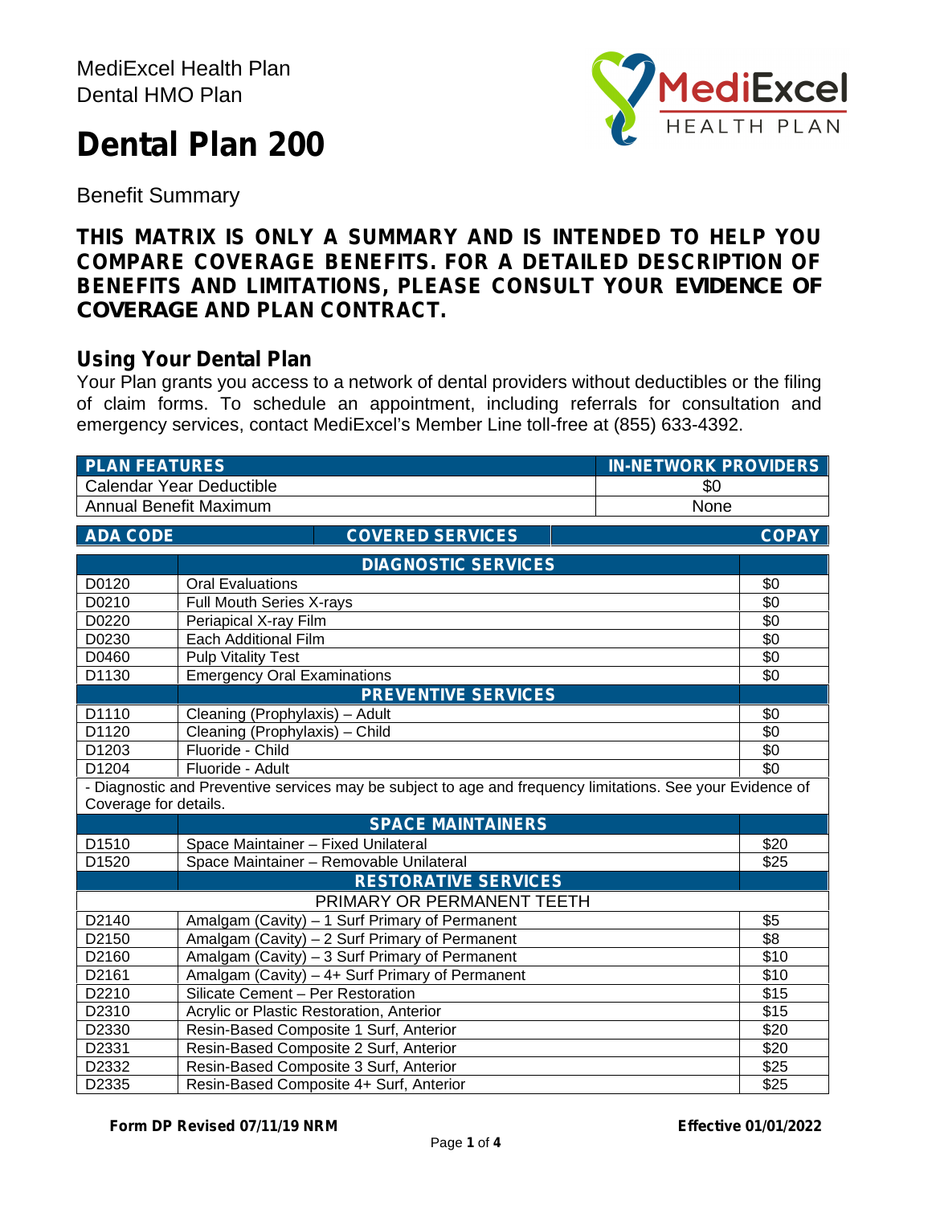MediExcel Health Plan
Dental HMO Plan

# Dental Plan 200

Benefit Summary

**THIS MATRIX IS ONLY A SUMMARY AND IS INTENDED TO HELP YOU COMPARE COVERAGE BENEFITS. FOR A DETAILED DESCRIPTION OF BENEFITS AND LIMITATIONS, PLEASE CONSULT YOUR EVIDENCE OF COVERAGE AND PLAN CONTRACT.**

## Using Your Dental Plan

Your Plan grants you access to a network of dental providers without deductibles or the filing of claim forms. To schedule an appointment, including referrals for consultation and emergency services, contact MediExcel's Member Line toll-free at (855) 633-4392.

| PLAN FEATURES | IN-NETWORK PROVIDERS |
|---|---|
| Calendar Year Deductible | $0 |
| Annual Benefit Maximum | None |

| ADA CODE | COVERED SERVICES | COPAY |
|---|---|---|
| | **DIAGNOSTIC SERVICES** | |
| D0120 | Oral Evaluations | $0 |
| D0210 | Full Mouth Series X-rays | $0 |
| D0220 | Periapical X-ray Film | $0 |
| D0230 | Each Additional Film | $0 |
| D0460 | Pulp Vitality Test | $0 |
| D1130 | Emergency Oral Examinations | $0 |
| | **PREVENTIVE SERVICES** | |
| D1110 | Cleaning (Prophylaxis) – Adult | $0 |
| D1120 | Cleaning (Prophylaxis) – Child | $0 |
| D1203 | Fluoride - Child | $0 |
| D1204 | Fluoride - Adult | $0 |
| - Diagnostic and Preventive services may be subject to age and frequency limitations. See your Evidence of Coverage for details. | | |
| | **SPACE MAINTAINERS** | |
| D1510 | Space Maintainer – Fixed Unilateral | $20 |
| D1520 | Space Maintainer – Removable Unilateral | $25 |
| | **RESTORATIVE SERVICES** | |
| | PRIMARY OR PERMANENT TEETH | |
| D2140 | Amalgam (Cavity) – 1 Surf Primary of Permanent | $5 |
| D2150 | Amalgam (Cavity) – 2 Surf Primary of Permanent | $8 |
| D2160 | Amalgam (Cavity) – 3 Surf Primary of Permanent | $10 |
| D2161 | Amalgam (Cavity) – 4+ Surf Primary of Permanent | $10 |
| D2210 | Silicate Cement – Per Restoration | $15 |
| D2310 | Acrylic or Plastic Restoration, Anterior | $15 |
| D2330 | Resin-Based Composite 1 Surf, Anterior | $20 |
| D2331 | Resin-Based Composite 2 Surf, Anterior | $20 |
| D2332 | Resin-Based Composite 3 Surf, Anterior | $25 |
| D2335 | Resin-Based Composite 4+ Surf, Anterior | $25 |

**Form DP Revised 07/11/19 NRM** **Effective 01/01/2022**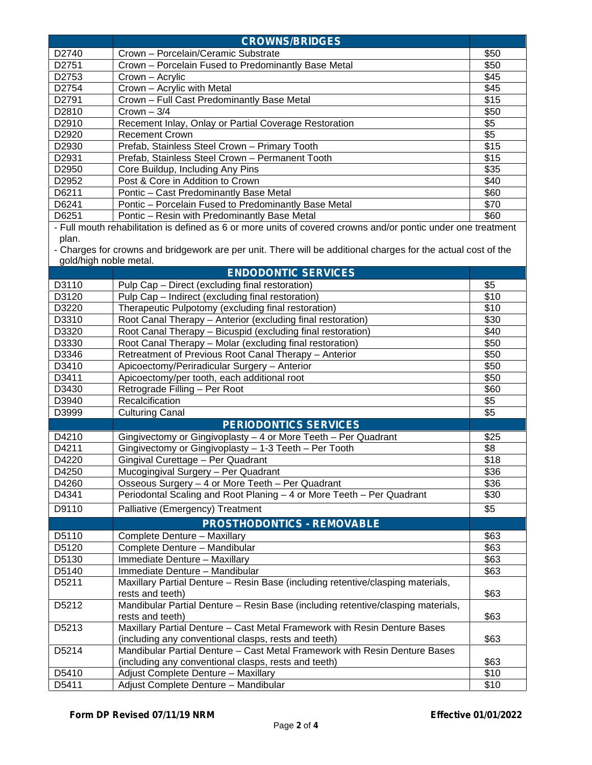| | CROWNS/BRIDGES | |
|---|---|---|
| D2740 | Crown – Porcelain/Ceramic Substrate | $50 |
| D2751 | Crown – Porcelain Fused to Predominantly Base Metal | $50 |
| D2753 | Crown – Acrylic | $45 |
| D2754 | Crown – Acrylic with Metal | $45 |
| D2791 | Crown – Full Cast Predominantly Base Metal | $15 |
| D2810 | Crown – 3/4 | $50 |
| D2910 | Recement Inlay, Onlay or Partial Coverage Restoration | $5 |
| D2920 | Recement Crown | $5 |
| D2930 | Prefab, Stainless Steel Crown – Primary Tooth | $15 |
| D2931 | Prefab, Stainless Steel Crown – Permanent Tooth | $15 |
| D2950 | Core Buildup, Including Any Pins | $35 |
| D2952 | Post & Core in Addition to Crown | $40 |
| D6211 | Pontic – Cast Predominantly Base Metal | $60 |
| D6241 | Pontic – Porcelain Fused to Predominantly Base Metal | $70 |
| D6251 | Pontic – Resin with Predominantly Base Metal | $60 |

- Full mouth rehabilitation is defined as 6 or more units of covered crowns and/or pontic under one treatment plan.
- Charges for crowns and bridgework are per unit. There will be additional charges for the actual cost of the gold/high noble metal.

| | ENDODONTIC SERVICES | |
|---|---|---|
| D3110 | Pulp Cap – Direct (excluding final restoration) | $5 |
| D3120 | Pulp Cap – Indirect (excluding final restoration) | $10 |
| D3220 | Therapeutic Pulpotomy (excluding final restoration) | $10 |
| D3310 | Root Canal Therapy – Anterior (excluding final restoration) | $30 |
| D3320 | Root Canal Therapy – Bicuspid (excluding final restoration) | $40 |
| D3330 | Root Canal Therapy – Molar (excluding final restoration) | $50 |
| D3346 | Retreatment of Previous Root Canal Therapy – Anterior | $50 |
| D3410 | Apicoectomy/Periradicular Surgery – Anterior | $50 |
| D3411 | Apicoectomy/per tooth, each additional root | $50 |
| D3430 | Retrograde Filling – Per Root | $60 |
| D3940 | Recalcification | $5 |
| D3999 | Culturing Canal | $5 |

| | PERIODONTICS SERVICES | |
|---|---|---|
| D4210 | Gingivectomy or Gingivoplasty – 4 or More Teeth – Per Quadrant | $25 |
| D4211 | Gingivectomy or Gingivoplasty – 1-3 Teeth – Per Tooth | $8 |
| D4220 | Gingival Curettage – Per Quadrant | $18 |
| D4250 | Mucogingival Surgery – Per Quadrant | $36 |
| D4260 | Osseous Surgery – 4 or More Teeth – Per Quadrant | $36 |
| D4341 | Periodontal Scaling and Root Planing – 4 or More Teeth – Per Quadrant | $30 |
| D9110 | Palliative (Emergency) Treatment | $5 |

| | PROSTHODONTICS - REMOVABLE | |
|---|---|---|
| D5110 | Complete Denture – Maxillary | $63 |
| D5120 | Complete Denture – Mandibular | $63 |
| D5130 | Immediate Denture – Maxillary | $63 |
| D5140 | Immediate Denture – Mandibular | $63 |
| D5211 | Maxillary Partial Denture – Resin Base (including retentive/clasping materials, rests and teeth) | $63 |
| D5212 | Mandibular Partial Denture – Resin Base (including retentive/clasping materials, rests and teeth) | $63 |
| D5213 | Maxillary Partial Denture – Cast Metal Framework with Resin Denture Bases (including any conventional clasps, rests and teeth) | $63 |
| D5214 | Mandibular Partial Denture – Cast Metal Framework with Resin Denture Bases (including any conventional clasps, rests and teeth) | $63 |
| D5410 | Adjust Complete Denture – Maxillary | $10 |
| D5411 | Adjust Complete Denture – Mandibular | $10 |

**Form DP Revised 07/11/19 NRM** **Effective 01/01/2022**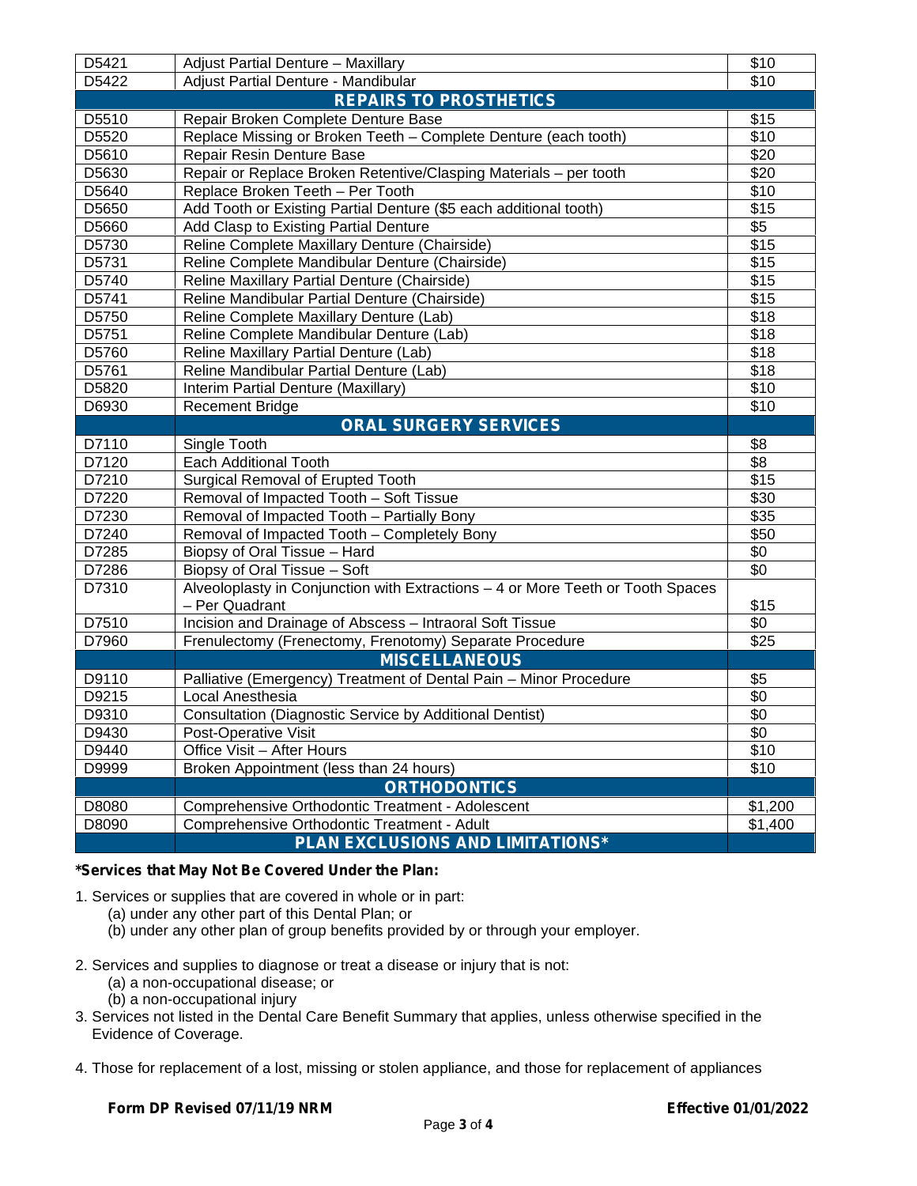| | | |
|---|---|---|
| D5421 | Adjust Partial Denture – Maxillary | $10 |
| D5422 | Adjust Partial Denture - Mandibular | $10 |
| | **REPAIRS TO PROSTHETICS** | |
| D5510 | Repair Broken Complete Denture Base | $15 |
| D5520 | Replace Missing or Broken Teeth – Complete Denture (each tooth) | $10 |
| D5610 | Repair Resin Denture Base | $20 |
| D5630 | Repair or Replace Broken Retentive/Clasping Materials – per tooth | $20 |
| D5640 | Replace Broken Teeth – Per Tooth | $10 |
| D5650 | Add Tooth or Existing Partial Denture ($5 each additional tooth) | $15 |
| D5660 | Add Clasp to Existing Partial Denture | $5 |
| D5730 | Reline Complete Maxillary Denture (Chairside) | $15 |
| D5731 | Reline Complete Mandibular Denture (Chairside) | $15 |
| D5740 | Reline Maxillary Partial Denture (Chairside) | $15 |
| D5741 | Reline Mandibular Partial Denture (Chairside) | $15 |
| D5750 | Reline Complete Maxillary Denture (Lab) | $18 |
| D5751 | Reline Complete Mandibular Denture (Lab) | $18 |
| D5760 | Reline Maxillary Partial Denture (Lab) | $18 |
| D5761 | Reline Mandibular Partial Denture (Lab) | $18 |
| D5820 | Interim Partial Denture (Maxillary) | $10 |
| D6930 | Recement Bridge | $10 |
| | **ORAL SURGERY SERVICES** | |
| D7110 | Single Tooth | $8 |
| D7120 | Each Additional Tooth | $8 |
| D7210 | Surgical Removal of Erupted Tooth | $15 |
| D7220 | Removal of Impacted Tooth – Soft Tissue | $30 |
| D7230 | Removal of Impacted Tooth – Partially Bony | $35 |
| D7240 | Removal of Impacted Tooth – Completely Bony | $50 |
| D7285 | Biopsy of Oral Tissue – Hard | $0 |
| D7286 | Biopsy of Oral Tissue – Soft | $0 |
| D7310 | Alveoloplasty in Conjunction with Extractions – 4 or More Teeth or Tooth Spaces – Per Quadrant | $15 |
| D7510 | Incision and Drainage of Abscess – Intraoral Soft Tissue | $0 |
| D7960 | Frenulectomy (Frenectomy, Frenotomy) Separate Procedure | $25 |
| | **MISCELLANEOUS** | |
| D9110 | Palliative (Emergency) Treatment of Dental Pain – Minor Procedure | $5 |
| D9215 | Local Anesthesia | $0 |
| D9310 | Consultation (Diagnostic Service by Additional Dentist) | $0 |
| D9430 | Post-Operative Visit | $0 |
| D9440 | Office Visit – After Hours | $10 |
| D9999 | Broken Appointment (less than 24 hours) | $10 |
| | **ORTHODONTICS** | |
| D8080 | Comprehensive Orthodontic Treatment - Adolescent | $1,200 |
| D8090 | Comprehensive Orthodontic Treatment - Adult | $1,400 |
| | **PLAN EXCLUSIONS AND LIMITATIONS*** | |

**\*Services that May Not Be Covered Under the Plan:**

1. Services or supplies that are covered in whole or in part:
   (a) under any other part of this Dental Plan; or
   (b) under any other plan of group benefits provided by or through your employer.

2. Services and supplies to diagnose or treat a disease or injury that is not:
   (a) a non-occupational disease; or
   (b) a non-occupational injury
3. Services not listed in the Dental Care Benefit Summary that applies, unless otherwise specified in the Evidence of Coverage.

4. Those for replacement of a lost, missing or stolen appliance, and those for replacement of appliances

**Form DP Revised 07/11/19 NRM** **Effective 01/01/2022**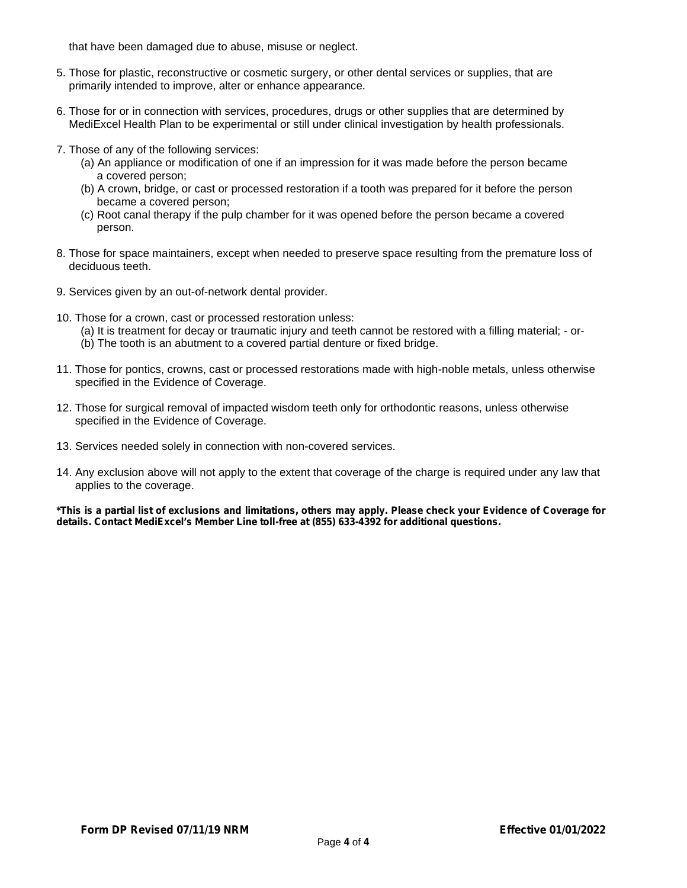that have been damaged due to abuse, misuse or neglect.

5. Those for plastic, reconstructive or cosmetic surgery, or other dental services or supplies, that are primarily intended to improve, alter or enhance appearance.

6. Those for or in connection with services, procedures, drugs or other supplies that are determined by MediExcel Health Plan to be experimental or still under clinical investigation by health professionals.

7. Those of any of the following services:
   (a) An appliance or modification of one if an impression for it was made before the person became a covered person;
   (b) A crown, bridge, or cast or processed restoration if a tooth was prepared for it before the person became a covered person;
   (c) Root canal therapy if the pulp chamber for it was opened before the person became a covered person.

8. Those for space maintainers, except when needed to preserve space resulting from the premature loss of deciduous teeth.

9. Services given by an out-of-network dental provider.

10. Those for a crown, cast or processed restoration unless:
    (a) It is treatment for decay or traumatic injury and teeth cannot be restored with a filling material; - or-
    (b) The tooth is an abutment to a covered partial denture or fixed bridge.

11. Those for pontics, crowns, cast or processed restorations made with high-noble metals, unless otherwise specified in the Evidence of Coverage.

12. Those for surgical removal of impacted wisdom teeth only for orthodontic reasons, unless otherwise specified in the Evidence of Coverage.

13. Services needed solely in connection with non-covered services.

14. Any exclusion above will not apply to the extent that coverage of the charge is required under any law that applies to the coverage.

***This is a partial list of exclusions and limitations, others may apply. Please check your Evidence of Coverage for details. Contact MediExcel's Member Line toll-free at (855) 633-4392 for additional questions.**